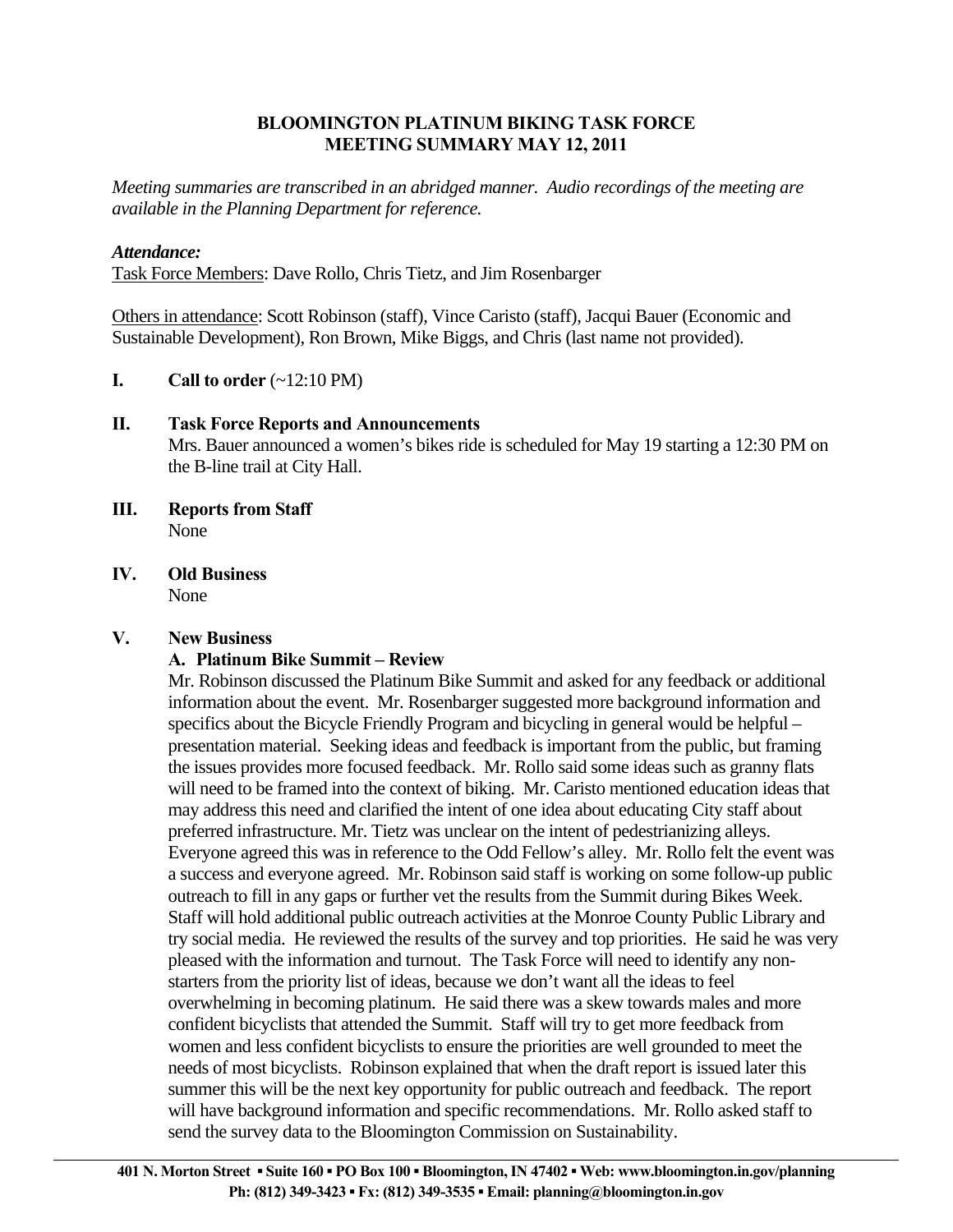# BLOOMINGTON PLATINUM BIKING TASK FORCE
## MEETING SUMMARY MAY 12, 2011

*Meeting summaries are transcribed in an abridged manner. Audio recordings of the meeting are available in the Planning Department for reference.*

***Attendance:***

Task Force Members: Dave Rollo, Chris Tietz, and Jim Rosenbarger

Others in attendance: Scott Robinson (staff), Vince Caristo (staff), Jacqui Bauer (Economic and Sustainable Development), Ron Brown, Mike Biggs, and Chris (last name not provided).

**I. Call to order** (~12:10 PM)

**II. Task Force Reports and Announcements**

Mrs. Bauer announced a women's bikes ride is scheduled for May 19 starting a 12:30 PM on the B-line trail at City Hall.

**III. Reports from Staff**

None

**IV. Old Business**

None

**V. New Business**

**A. Platinum Bike Summit – Review**

Mr. Robinson discussed the Platinum Bike Summit and asked for any feedback or additional information about the event. Mr. Rosenbarger suggested more background information and specifics about the Bicycle Friendly Program and bicycling in general would be helpful – presentation material. Seeking ideas and feedback is important from the public, but framing the issues provides more focused feedback. Mr. Rollo said some ideas such as granny flats will need to be framed into the context of biking. Mr. Caristo mentioned education ideas that may address this need and clarified the intent of one idea about educating City staff about preferred infrastructure. Mr. Tietz was unclear on the intent of pedestrianizing alleys. Everyone agreed this was in reference to the Odd Fellow's alley. Mr. Rollo felt the event was a success and everyone agreed. Mr. Robinson said staff is working on some follow-up public outreach to fill in any gaps or further vet the results from the Summit during Bikes Week. Staff will hold additional public outreach activities at the Monroe County Public Library and try social media. He reviewed the results of the survey and top priorities. He said he was very pleased with the information and turnout. The Task Force will need to identify any non-starters from the priority list of ideas, because we don't want all the ideas to feel overwhelming in becoming platinum. He said there was a skew towards males and more confident bicyclists that attended the Summit. Staff will try to get more feedback from women and less confident bicyclists to ensure the priorities are well grounded to meet the needs of most bicyclists. Robinson explained that when the draft report is issued later this summer this will be the next key opportunity for public outreach and feedback. The report will have background information and specific recommendations. Mr. Rollo asked staff to send the survey data to the Bloomington Commission on Sustainability.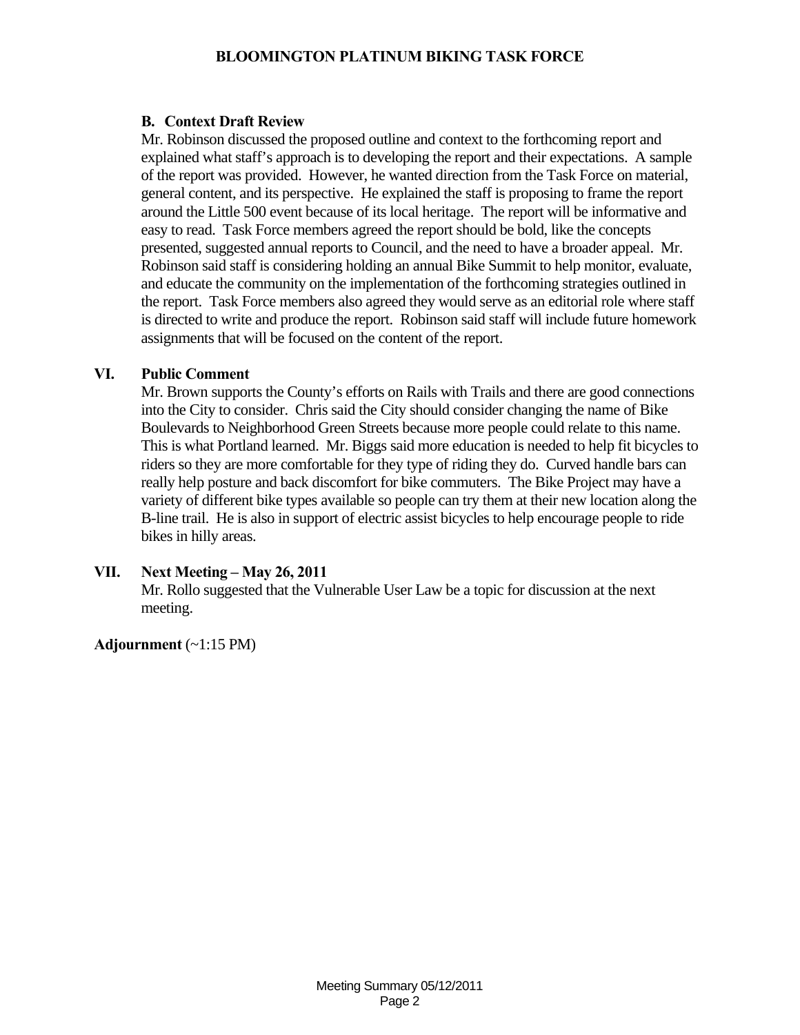**B. Context Draft Review**

Mr. Robinson discussed the proposed outline and context to the forthcoming report and explained what staff's approach is to developing the report and their expectations. A sample of the report was provided. However, he wanted direction from the Task Force on material, general content, and its perspective. He explained the staff is proposing to frame the report around the Little 500 event because of its local heritage. The report will be informative and easy to read. Task Force members agreed the report should be bold, like the concepts presented, suggested annual reports to Council, and the need to have a broader appeal. Mr. Robinson said staff is considering holding an annual Bike Summit to help monitor, evaluate, and educate the community on the implementation of the forthcoming strategies outlined in the report. Task Force members also agreed they would serve as an editorial role where staff is directed to write and produce the report. Robinson said staff will include future homework assignments that will be focused on the content of the report.

## VI. Public Comment

Mr. Brown supports the County's efforts on Rails with Trails and there are good connections into the City to consider. Chris said the City should consider changing the name of Bike Boulevards to Neighborhood Green Streets because more people could relate to this name. This is what Portland learned. Mr. Biggs said more education is needed to help fit bicycles to riders so they are more comfortable for they type of riding they do. Curved handle bars can really help posture and back discomfort for bike commuters. The Bike Project may have a variety of different bike types available so people can try them at their new location along the B-line trail. He is also in support of electric assist bicycles to help encourage people to ride bikes in hilly areas.

## VII. Next Meeting – May 26, 2011

Mr. Rollo suggested that the Vulnerable User Law be a topic for discussion at the next meeting.

**Adjournment** (~1:15 PM)